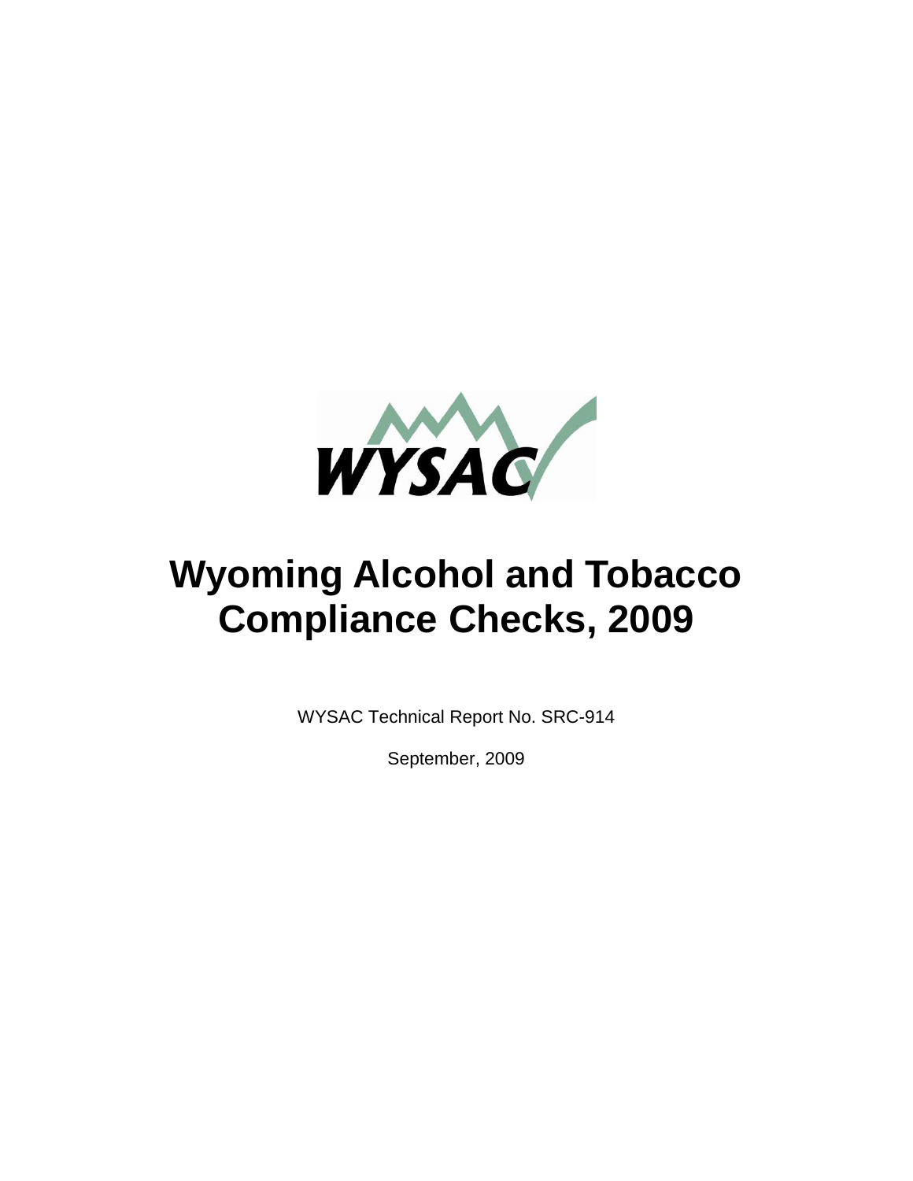WYSAC

# Wyoming Alcohol and Tobacco Compliance Checks, 2009

WYSAC Technical Report No. SRC-914

September, 2009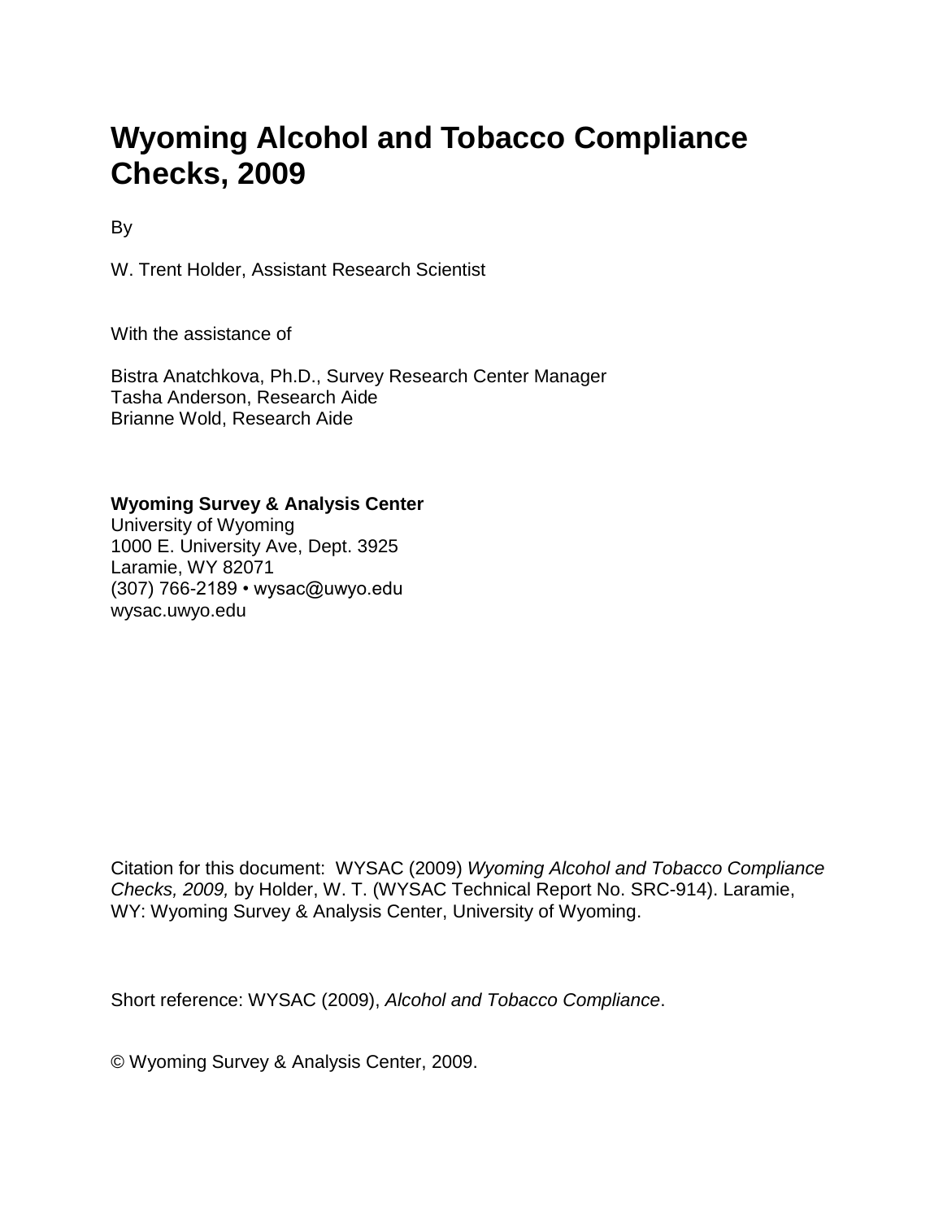# Wyoming Alcohol and Tobacco Compliance Checks, 2009

By

W. Trent Holder, Assistant Research Scientist

With the assistance of

Bistra Anatchkova, Ph.D., Survey Research Center Manager
Tasha Anderson, Research Aide
Brianne Wold, Research Aide

**Wyoming Survey & Analysis Center**
University of Wyoming
1000 E. University Ave, Dept. 3925
Laramie, WY 82071
(307) 766-2189 • wysac@uwyo.edu
wysac.uwyo.edu

Citation for this document: WYSAC (2009) *Wyoming Alcohol and Tobacco Compliance Checks, 2009,* by Holder, W. T. (WYSAC Technical Report No. SRC-914). Laramie, WY: Wyoming Survey & Analysis Center, University of Wyoming.

Short reference: WYSAC (2009), *Alcohol and Tobacco Compliance*.

© Wyoming Survey & Analysis Center, 2009.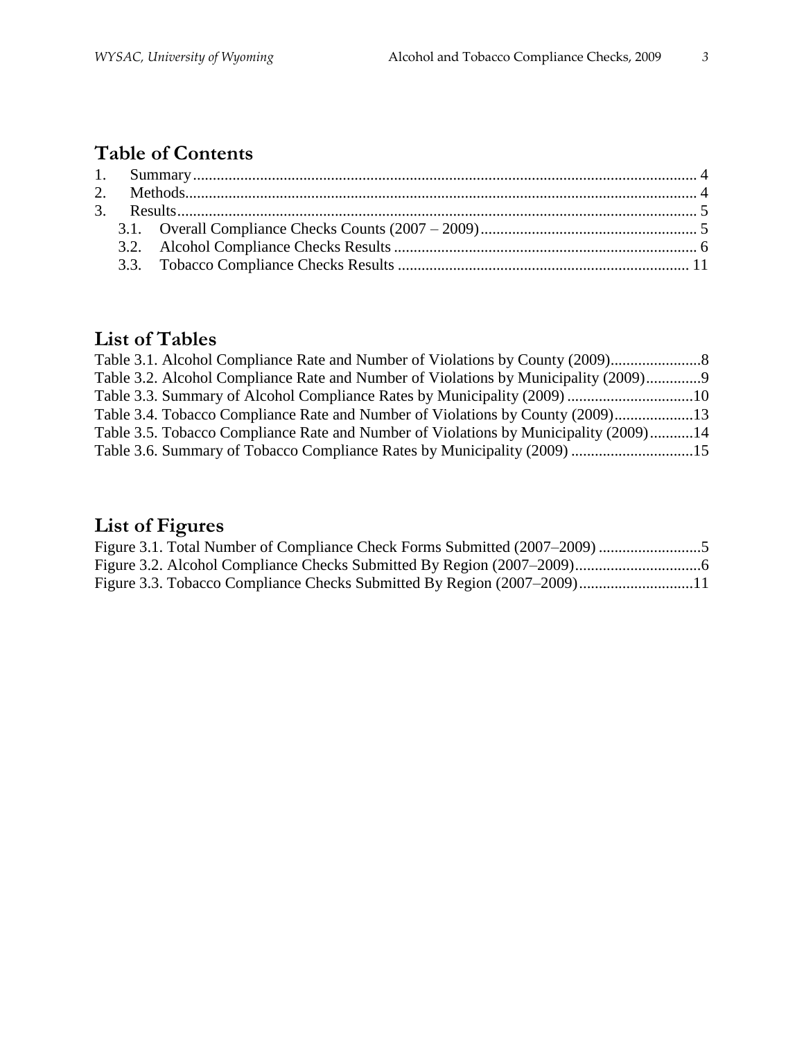## Table of Contents

1. Summary ..... 4
2. Methods ..... 4
3. Results ..... 5
    - 3.1. Overall Compliance Checks Counts (2007 – 2009) ..... 5
    - 3.2. Alcohol Compliance Checks Results ..... 6
    - 3.3. Tobacco Compliance Checks Results ..... 11

## List of Tables

Table 3.1. Alcohol Compliance Rate and Number of Violations by County (2009) ..... 8
Table 3.2. Alcohol Compliance Rate and Number of Violations by Municipality (2009) ..... 9
Table 3.3. Summary of Alcohol Compliance Rates by Municipality (2009) ..... 10
Table 3.4. Tobacco Compliance Rate and Number of Violations by County (2009) ..... 13
Table 3.5. Tobacco Compliance Rate and Number of Violations by Municipality (2009) ..... 14
Table 3.6. Summary of Tobacco Compliance Rates by Municipality (2009) ..... 15

## List of Figures

Figure 3.1. Total Number of Compliance Check Forms Submitted (2007–2009) ..... 5
Figure 3.2. Alcohol Compliance Checks Submitted By Region (2007–2009) ..... 6
Figure 3.3. Tobacco Compliance Checks Submitted By Region (2007–2009) ..... 11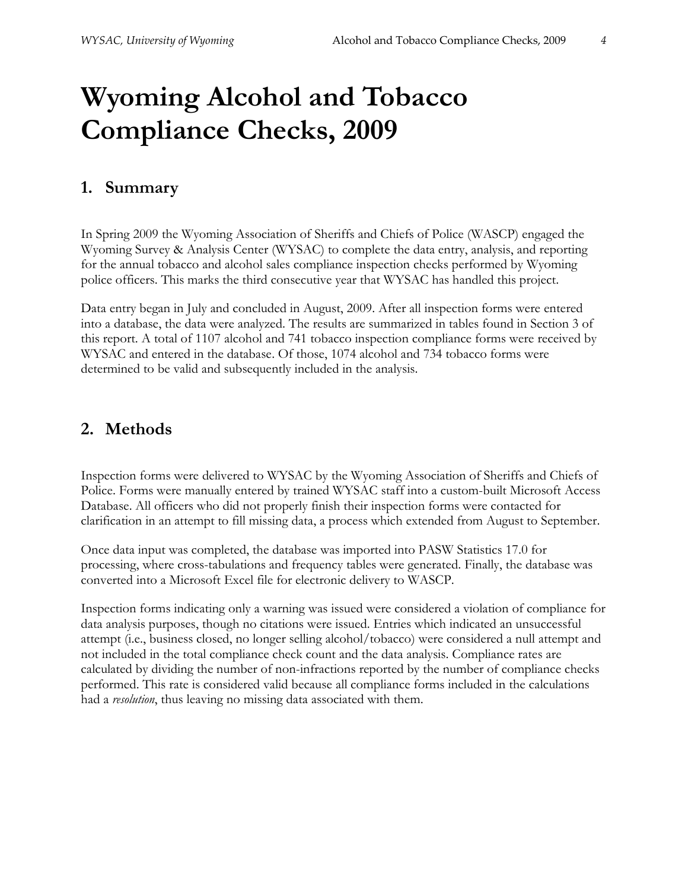# Wyoming Alcohol and Tobacco Compliance Checks, 2009

## 1. Summary

In Spring 2009 the Wyoming Association of Sheriffs and Chiefs of Police (WASCP) engaged the Wyoming Survey & Analysis Center (WYSAC) to complete the data entry, analysis, and reporting for the annual tobacco and alcohol sales compliance inspection checks performed by Wyoming police officers. This marks the third consecutive year that WYSAC has handled this project.

Data entry began in July and concluded in August, 2009. After all inspection forms were entered into a database, the data were analyzed. The results are summarized in tables found in Section 3 of this report. A total of 1107 alcohol and 741 tobacco inspection compliance forms were received by WYSAC and entered in the database. Of those, 1074 alcohol and 734 tobacco forms were determined to be valid and subsequently included in the analysis.

## 2. Methods

Inspection forms were delivered to WYSAC by the Wyoming Association of Sheriffs and Chiefs of Police. Forms were manually entered by trained WYSAC staff into a custom-built Microsoft Access Database. All officers who did not properly finish their inspection forms were contacted for clarification in an attempt to fill missing data, a process which extended from August to September.

Once data input was completed, the database was imported into PASW Statistics 17.0 for processing, where cross-tabulations and frequency tables were generated. Finally, the database was converted into a Microsoft Excel file for electronic delivery to WASCP.

Inspection forms indicating only a warning was issued were considered a violation of compliance for data analysis purposes, though no citations were issued. Entries which indicated an unsuccessful attempt (i.e., business closed, no longer selling alcohol/tobacco) were considered a null attempt and not included in the total compliance check count and the data analysis. Compliance rates are calculated by dividing the number of non-infractions reported by the number of compliance checks performed. This rate is considered valid because all compliance forms included in the calculations had a *resolution*, thus leaving no missing data associated with them.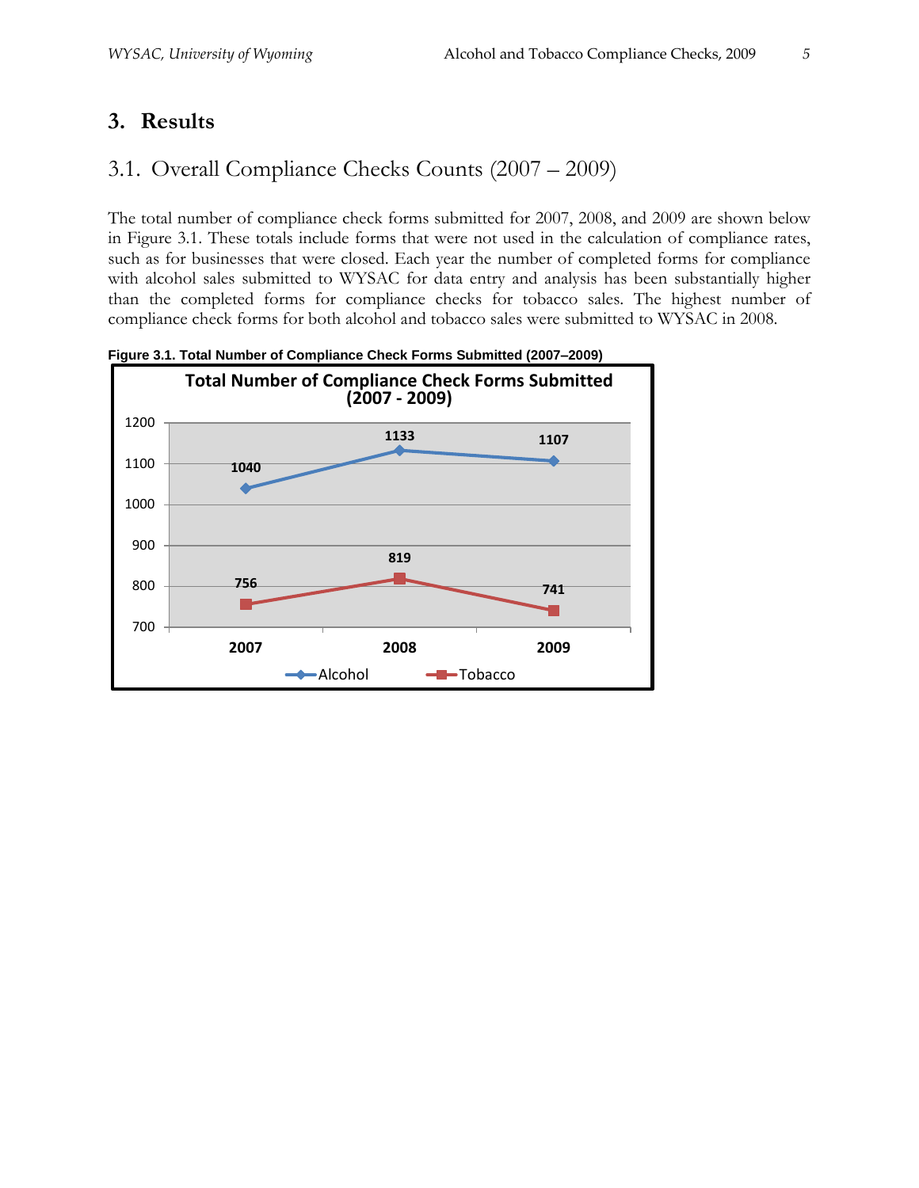# 3. Results

## 3.1. Overall Compliance Checks Counts (2007 – 2009)

The total number of compliance check forms submitted for 2007, 2008, and 2009 are shown below in Figure 3.1. These totals include forms that were not used in the calculation of compliance rates, such as for businesses that were closed. Each year the number of completed forms for compliance with alcohol sales submitted to WYSAC for data entry and analysis has been substantially higher than the completed forms for compliance checks for tobacco sales. The highest number of compliance check forms for both alcohol and tobacco sales were submitted to WYSAC in 2008.

**Figure 3.1. Total Number of Compliance Check Forms Submitted (2007–2009)**

| | 2007 | 2008 | 2009 |
|---|---|---|---|
| Alcohol | 1040 | 1133 | 1107 |
| Tobacco | 756 | 819 | 741 |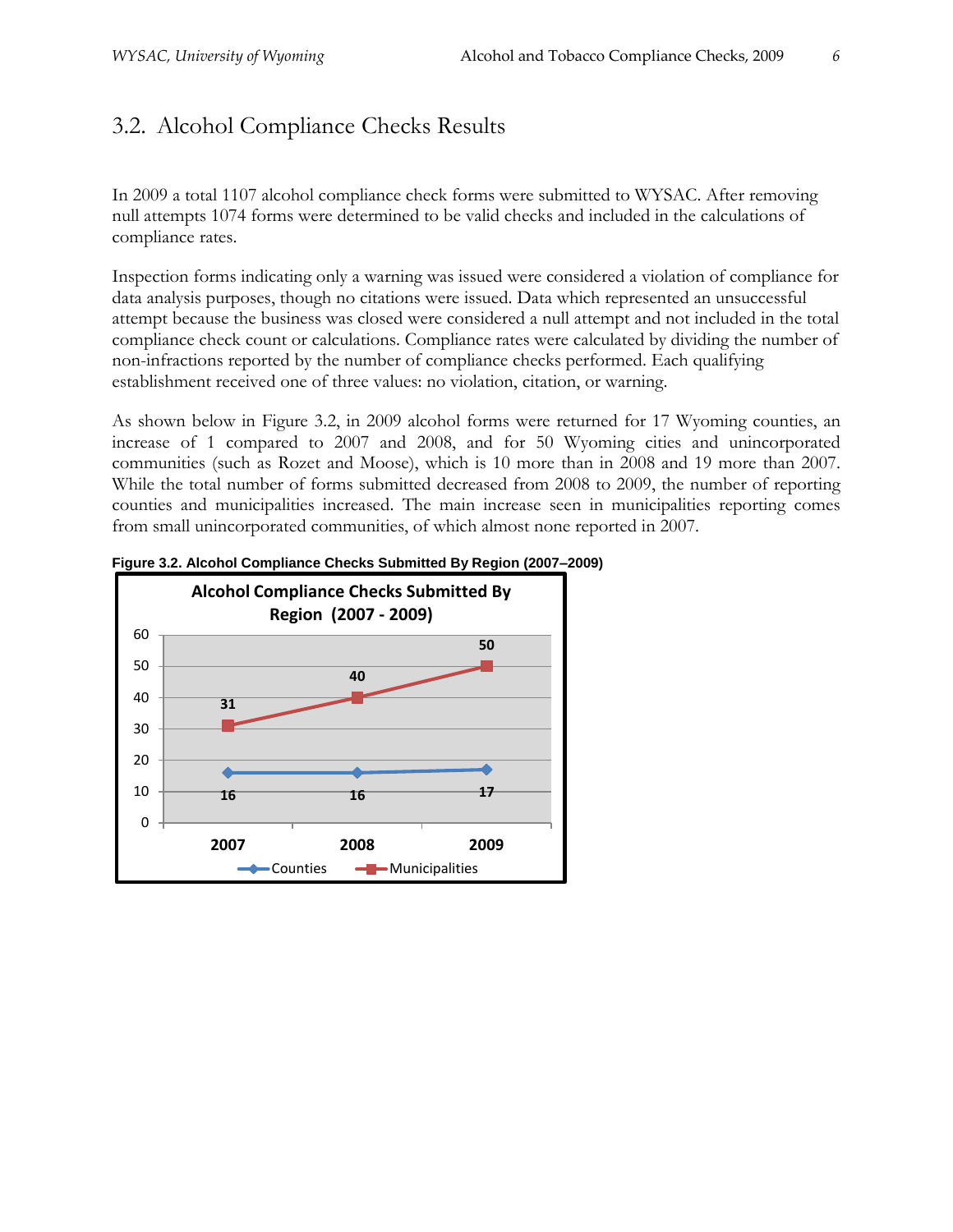## 3.2. Alcohol Compliance Checks Results

In 2009 a total 1107 alcohol compliance check forms were submitted to WYSAC. After removing null attempts 1074 forms were determined to be valid checks and included in the calculations of compliance rates.

Inspection forms indicating only a warning was issued were considered a violation of compliance for data analysis purposes, though no citations were issued. Data which represented an unsuccessful attempt because the business was closed were considered a null attempt and not included in the total compliance check count or calculations. Compliance rates were calculated by dividing the number of non-infractions reported by the number of compliance checks performed. Each qualifying establishment received one of three values: no violation, citation, or warning.

As shown below in Figure 3.2, in 2009 alcohol forms were returned for 17 Wyoming counties, an increase of 1 compared to 2007 and 2008, and for 50 Wyoming cities and unincorporated communities (such as Rozet and Moose), which is 10 more than in 2008 and 19 more than 2007. While the total number of forms submitted decreased from 2008 to 2009, the number of reporting counties and municipalities increased. The main increase seen in municipalities reporting comes from small unincorporated communities, of which almost none reported in 2007.

**Figure 3.2. Alcohol Compliance Checks Submitted By Region (2007–2009)**

| | 2007 | 2008 | 2009 |
|---|---|---|---|
| Counties | 16 | 16 | 17 |
| Municipalities | 31 | 40 | 50 |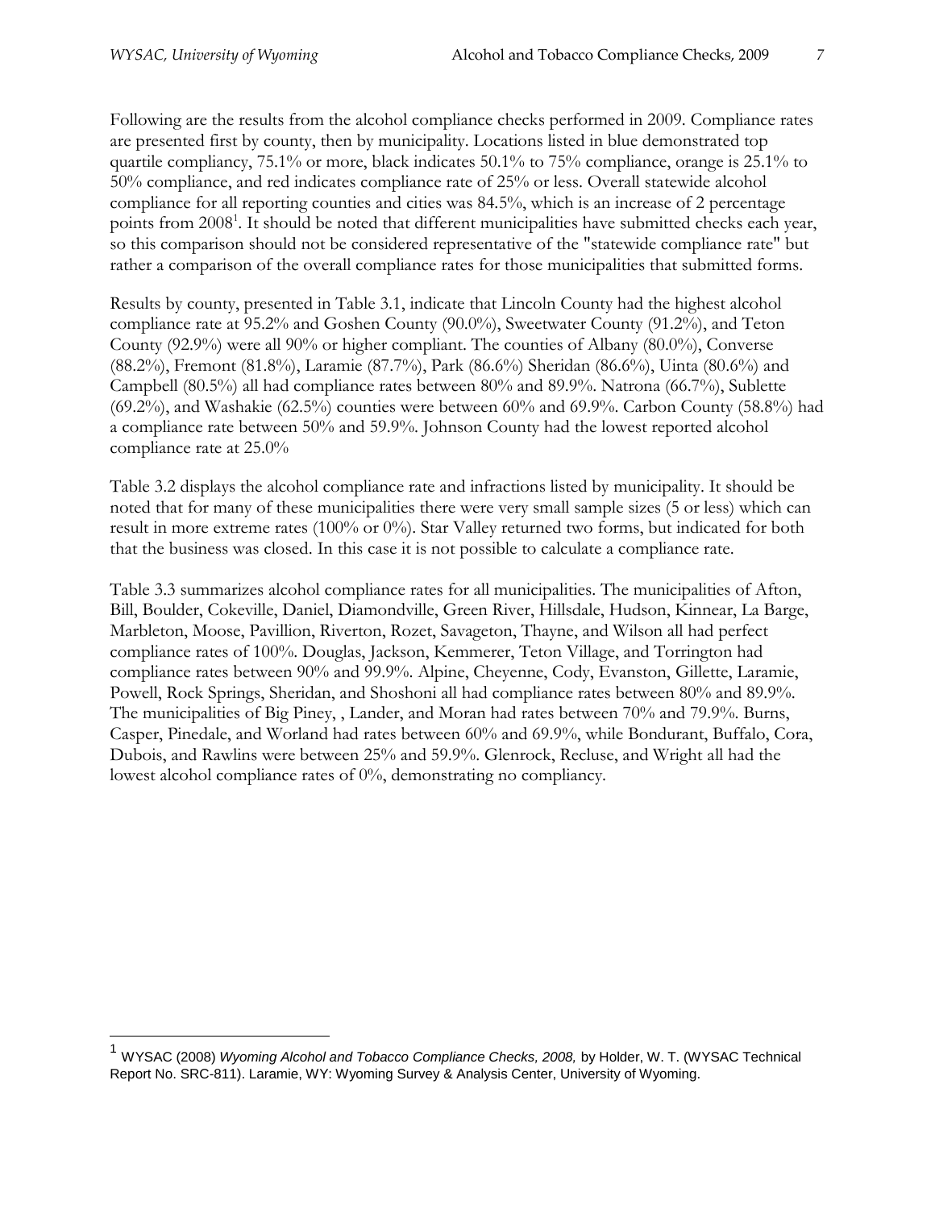Following are the results from the alcohol compliance checks performed in 2009. Compliance rates are presented first by county, then by municipality. Locations listed in blue demonstrated top quartile compliancy, 75.1% or more, black indicates 50.1% to 75% compliance, orange is 25.1% to 50% compliance, and red indicates compliance rate of 25% or less. Overall statewide alcohol compliance for all reporting counties and cities was 84.5%, which is an increase of 2 percentage points from 2008[1]. It should be noted that different municipalities have submitted checks each year, so this comparison should not be considered representative of the "statewide compliance rate" but rather a comparison of the overall compliance rates for those municipalities that submitted forms.

Results by county, presented in Table 3.1, indicate that Lincoln County had the highest alcohol compliance rate at 95.2% and Goshen County (90.0%), Sweetwater County (91.2%), and Teton County (92.9%) were all 90% or higher compliant. The counties of Albany (80.0%), Converse (88.2%), Fremont (81.8%), Laramie (87.7%), Park (86.6%) Sheridan (86.6%), Uinta (80.6%) and Campbell (80.5%) all had compliance rates between 80% and 89.9%. Natrona (66.7%), Sublette (69.2%), and Washakie (62.5%) counties were between 60% and 69.9%. Carbon County (58.8%) had a compliance rate between 50% and 59.9%. Johnson County had the lowest reported alcohol compliance rate at 25.0%

Table 3.2 displays the alcohol compliance rate and infractions listed by municipality. It should be noted that for many of these municipalities there were very small sample sizes (5 or less) which can result in more extreme rates (100% or 0%). Star Valley returned two forms, but indicated for both that the business was closed. In this case it is not possible to calculate a compliance rate.

Table 3.3 summarizes alcohol compliance rates for all municipalities. The municipalities of Afton, Bill, Boulder, Cokeville, Daniel, Diamondville, Green River, Hillsdale, Hudson, Kinnear, La Barge, Marbleton, Moose, Pavillion, Riverton, Rozet, Savageton, Thayne, and Wilson all had perfect compliance rates of 100%. Douglas, Jackson, Kemmerer, Teton Village, and Torrington had compliance rates between 90% and 99.9%. Alpine, Cheyenne, Cody, Evanston, Gillette, Laramie, Powell, Rock Springs, Sheridan, and Shoshoni all had compliance rates between 80% and 89.9%. The municipalities of Big Piney, , Lander, and Moran had rates between 70% and 79.9%. Burns, Casper, Pinedale, and Worland had rates between 60% and 69.9%, while Bondurant, Buffalo, Cora, Dubois, and Rawlins were between 25% and 59.9%. Glenrock, Recluse, and Wright all had the lowest alcohol compliance rates of 0%, demonstrating no compliancy.

---

[1] WYSAC (2008) *Wyoming Alcohol and Tobacco Compliance Checks, 2008,* by Holder, W. T. (WYSAC Technical Report No. SRC-811). Laramie, WY: Wyoming Survey & Analysis Center, University of Wyoming.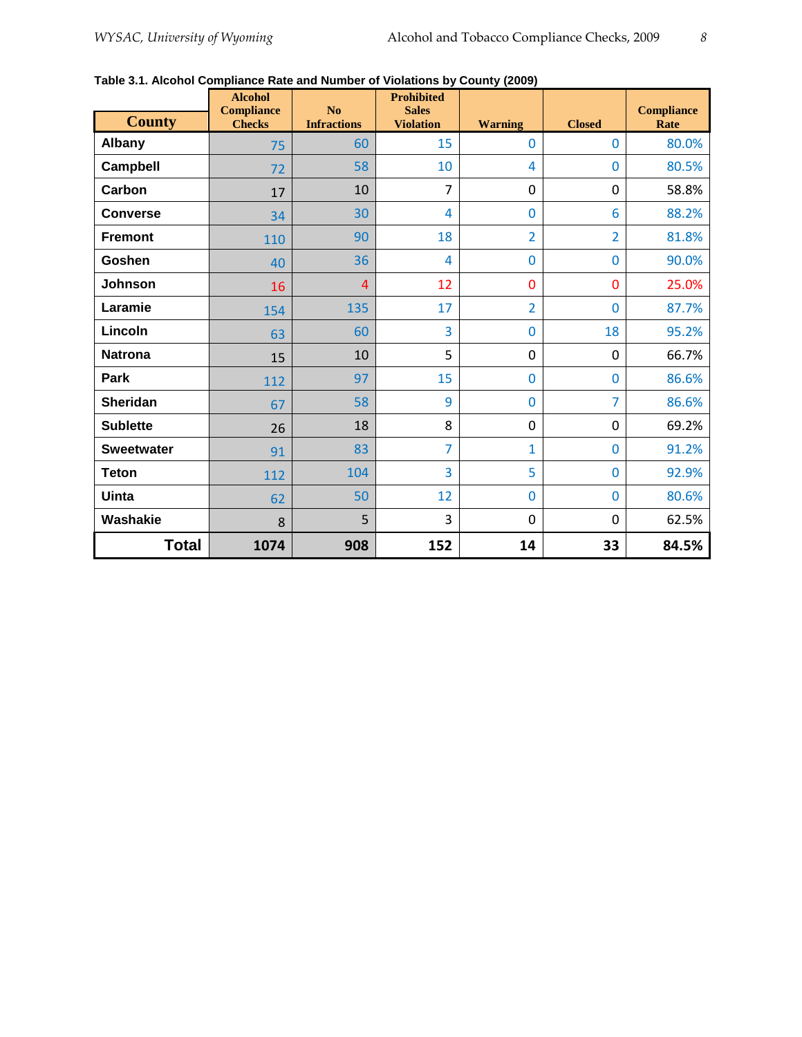**Table 3.1. Alcohol Compliance Rate and Number of Violations by County (2009)**

| County | Alcohol Compliance Checks | No Infractions | Prohibited Sales Violation | Warning | Closed | Compliance Rate |
|---|---|---|---|---|---|---|
| Albany | 75 | 60 | 15 | 0 | 0 | 80.0% |
| Campbell | 72 | 58 | 10 | 4 | 0 | 80.5% |
| Carbon | 17 | 10 | 7 | 0 | 0 | 58.8% |
| Converse | 34 | 30 | 4 | 0 | 6 | 88.2% |
| Fremont | 110 | 90 | 18 | 2 | 2 | 81.8% |
| Goshen | 40 | 36 | 4 | 0 | 0 | 90.0% |
| Johnson | 16 | 4 | 12 | 0 | 0 | 25.0% |
| Laramie | 154 | 135 | 17 | 2 | 0 | 87.7% |
| Lincoln | 63 | 60 | 3 | 0 | 18 | 95.2% |
| Natrona | 15 | 10 | 5 | 0 | 0 | 66.7% |
| Park | 112 | 97 | 15 | 0 | 0 | 86.6% |
| Sheridan | 67 | 58 | 9 | 0 | 7 | 86.6% |
| Sublette | 26 | 18 | 8 | 0 | 0 | 69.2% |
| Sweetwater | 91 | 83 | 7 | 1 | 0 | 91.2% |
| Teton | 112 | 104 | 3 | 5 | 0 | 92.9% |
| Uinta | 62 | 50 | 12 | 0 | 0 | 80.6% |
| Washakie | 8 | 5 | 3 | 0 | 0 | 62.5% |
| **Total** | **1074** | **908** | **152** | **14** | **33** | **84.5%** |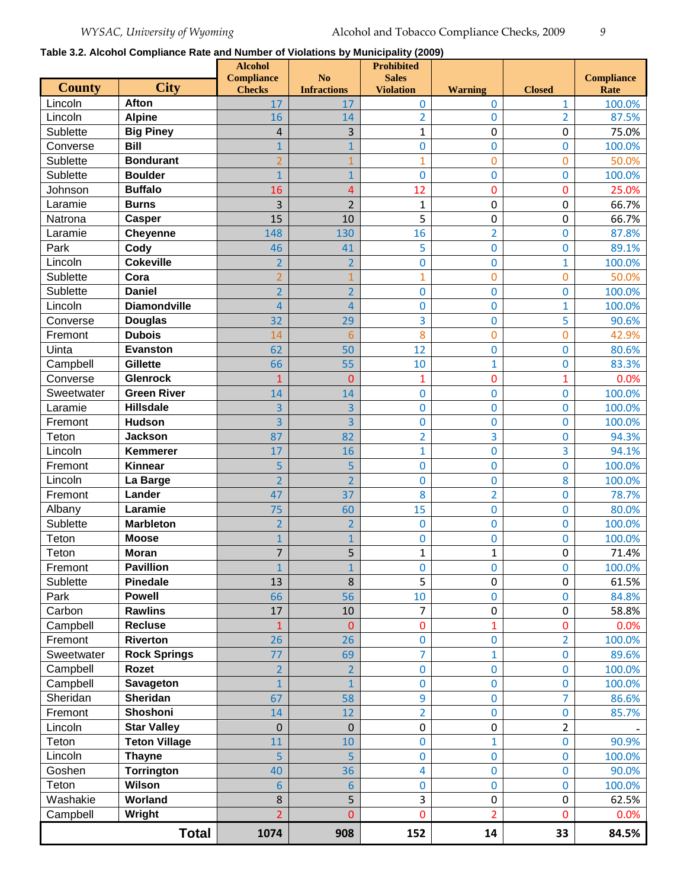**Table 3.2. Alcohol Compliance Rate and Number of Violations by Municipality (2009)**

| County | City | Alcohol Compliance Checks | No Infractions | Prohibited Sales Violation | Warning | Closed | Compliance Rate |
|---|---|---|---|---|---|---|---|
| Lincoln | Afton | 17 | 17 | 0 | 0 | 1 | 100.0% |
| Lincoln | Alpine | 16 | 14 | 2 | 0 | 2 | 87.5% |
| Sublette | Big Piney | 4 | 3 | 1 | 0 | 0 | 75.0% |
| Converse | Bill | 1 | 1 | 0 | 0 | 0 | 100.0% |
| Sublette | Bondurant | 2 | 1 | 1 | 0 | 0 | 50.0% |
| Sublette | Boulder | 1 | 1 | 0 | 0 | 0 | 100.0% |
| Johnson | Buffalo | 16 | 4 | 12 | 0 | 0 | 25.0% |
| Laramie | Burns | 3 | 2 | 1 | 0 | 0 | 66.7% |
| Natrona | Casper | 15 | 10 | 5 | 0 | 0 | 66.7% |
| Laramie | Cheyenne | 148 | 130 | 16 | 2 | 0 | 87.8% |
| Park | Cody | 46 | 41 | 5 | 0 | 0 | 89.1% |
| Lincoln | Cokeville | 2 | 2 | 0 | 0 | 1 | 100.0% |
| Sublette | Cora | 2 | 1 | 1 | 0 | 0 | 50.0% |
| Sublette | Daniel | 2 | 2 | 0 | 0 | 0 | 100.0% |
| Lincoln | Diamondville | 4 | 4 | 0 | 0 | 1 | 100.0% |
| Converse | Douglas | 32 | 29 | 3 | 0 | 5 | 90.6% |
| Fremont | Dubois | 14 | 6 | 8 | 0 | 0 | 42.9% |
| Uinta | Evanston | 62 | 50 | 12 | 0 | 0 | 80.6% |
| Campbell | Gillette | 66 | 55 | 10 | 1 | 0 | 83.3% |
| Converse | Glenrock | 1 | 0 | 1 | 0 | 1 | 0.0% |
| Sweetwater | Green River | 14 | 14 | 0 | 0 | 0 | 100.0% |
| Laramie | Hillsdale | 3 | 3 | 0 | 0 | 0 | 100.0% |
| Fremont | Hudson | 3 | 3 | 0 | 0 | 0 | 100.0% |
| Teton | Jackson | 87 | 82 | 2 | 3 | 0 | 94.3% |
| Lincoln | Kemmerer | 17 | 16 | 1 | 0 | 3 | 94.1% |
| Fremont | Kinnear | 5 | 5 | 0 | 0 | 0 | 100.0% |
| Lincoln | La Barge | 2 | 2 | 0 | 0 | 8 | 100.0% |
| Fremont | Lander | 47 | 37 | 8 | 2 | 0 | 78.7% |
| Albany | Laramie | 75 | 60 | 15 | 0 | 0 | 80.0% |
| Sublette | Marbleton | 2 | 2 | 0 | 0 | 0 | 100.0% |
| Teton | Moose | 1 | 1 | 0 | 0 | 0 | 100.0% |
| Teton | Moran | 7 | 5 | 1 | 1 | 0 | 71.4% |
| Fremont | Pavillion | 1 | 1 | 0 | 0 | 0 | 100.0% |
| Sublette | Pinedale | 13 | 8 | 5 | 0 | 0 | 61.5% |
| Park | Powell | 66 | 56 | 10 | 0 | 0 | 84.8% |
| Carbon | Rawlins | 17 | 10 | 7 | 0 | 0 | 58.8% |
| Campbell | Recluse | 1 | 0 | 0 | 1 | 0 | 0.0% |
| Fremont | Riverton | 26 | 26 | 0 | 0 | 2 | 100.0% |
| Sweetwater | Rock Springs | 77 | 69 | 7 | 1 | 0 | 89.6% |
| Campbell | Rozet | 2 | 2 | 0 | 0 | 0 | 100.0% |
| Campbell | Savageton | 1 | 1 | 0 | 0 | 0 | 100.0% |
| Sheridan | Sheridan | 67 | 58 | 9 | 0 | 7 | 86.6% |
| Fremont | Shoshoni | 14 | 12 | 2 | 0 | 0 | 85.7% |
| Lincoln | Star Valley | 0 | 0 | 0 | 0 | 2 | - |
| Teton | Teton Village | 11 | 10 | 0 | 1 | 0 | 90.9% |
| Lincoln | Thayne | 5 | 5 | 0 | 0 | 0 | 100.0% |
| Goshen | Torrington | 40 | 36 | 4 | 0 | 0 | 90.0% |
| Teton | Wilson | 6 | 6 | 0 | 0 | 0 | 100.0% |
| Washakie | Worland | 8 | 5 | 3 | 0 | 0 | 62.5% |
| Campbell | Wright | 2 | 0 | 0 | 2 | 0 | 0.0% |
| **Total** | | **1074** | **908** | **152** | **14** | **33** | **84.5%** |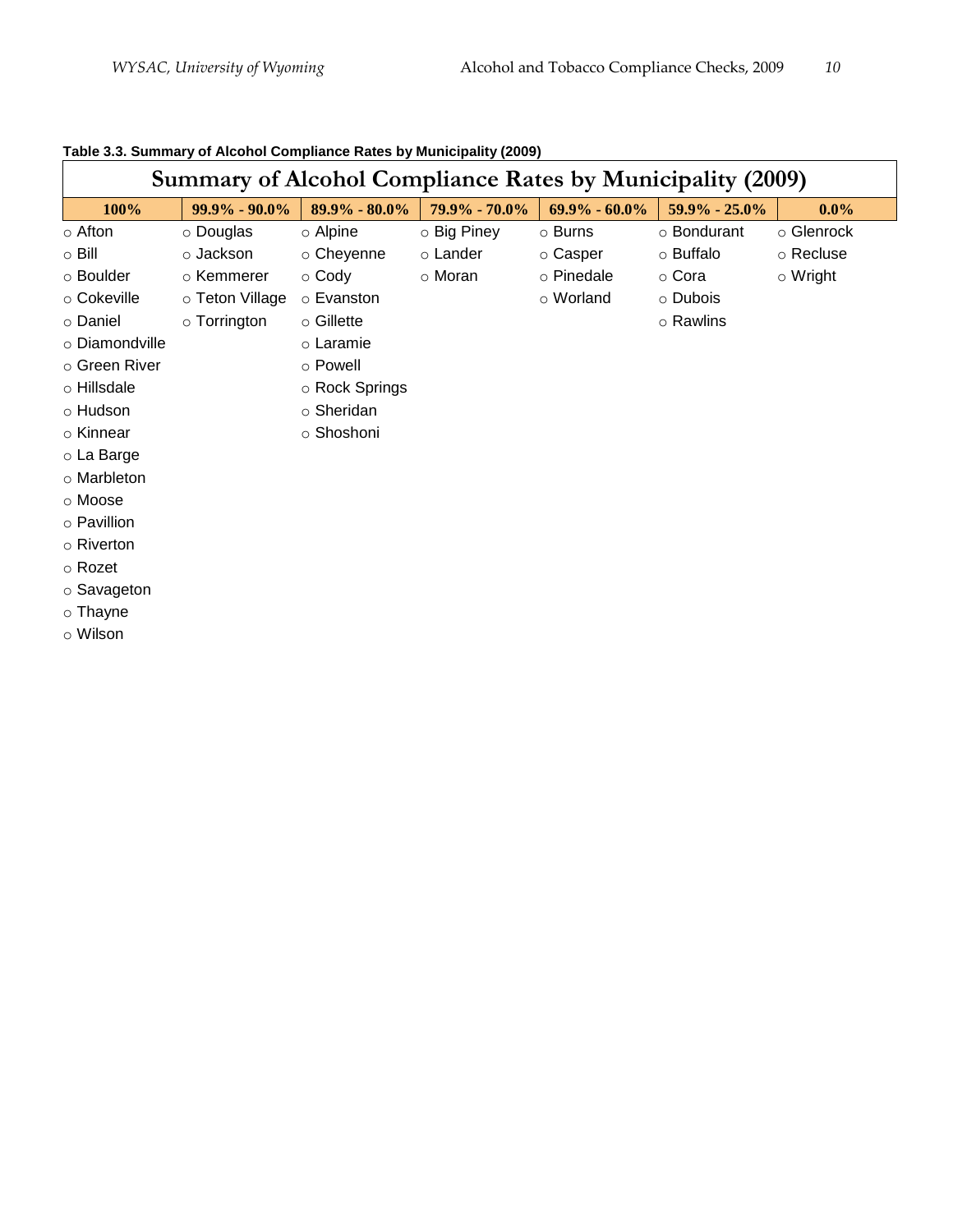**Table 3.3. Summary of Alcohol Compliance Rates by Municipality (2009)**

| Summary of Alcohol Compliance Rates by Municipality (2009) | | | | | | |
|---|---|---|---|---|---|---|
| **100%** | **99.9% - 90.0%** | **89.9% - 80.0%** | **79.9% - 70.0%** | **69.9% - 60.0%** | **59.9% - 25.0%** | **0.0%** |
| ○ Afton | ○ Douglas | ○ Alpine | ○ Big Piney | ○ Burns | ○ Bondurant | ○ Glenrock |
| ○ Bill | ○ Jackson | ○ Cheyenne | ○ Lander | ○ Casper | ○ Buffalo | ○ Recluse |
| ○ Boulder | ○ Kemmerer | ○ Cody | ○ Moran | ○ Pinedale | ○ Cora | ○ Wright |
| ○ Cokeville | ○ Teton Village | ○ Evanston | | ○ Worland | ○ Dubois | |
| ○ Daniel | ○ Torrington | ○ Gillette | | | ○ Rawlins | |
| ○ Diamondville | | ○ Laramie | | | | |
| ○ Green River | | ○ Powell | | | | |
| ○ Hillsdale | | ○ Rock Springs | | | | |
| ○ Hudson | | ○ Sheridan | | | | |
| ○ Kinnear | | ○ Shoshoni | | | | |
| ○ La Barge | | | | | | |
| ○ Marbleton | | | | | | |
| ○ Moose | | | | | | |
| ○ Pavillion | | | | | | |
| ○ Riverton | | | | | | |
| ○ Rozet | | | | | | |
| ○ Savageton | | | | | | |
| ○ Thayne | | | | | | |
| ○ Wilson | | | | | | |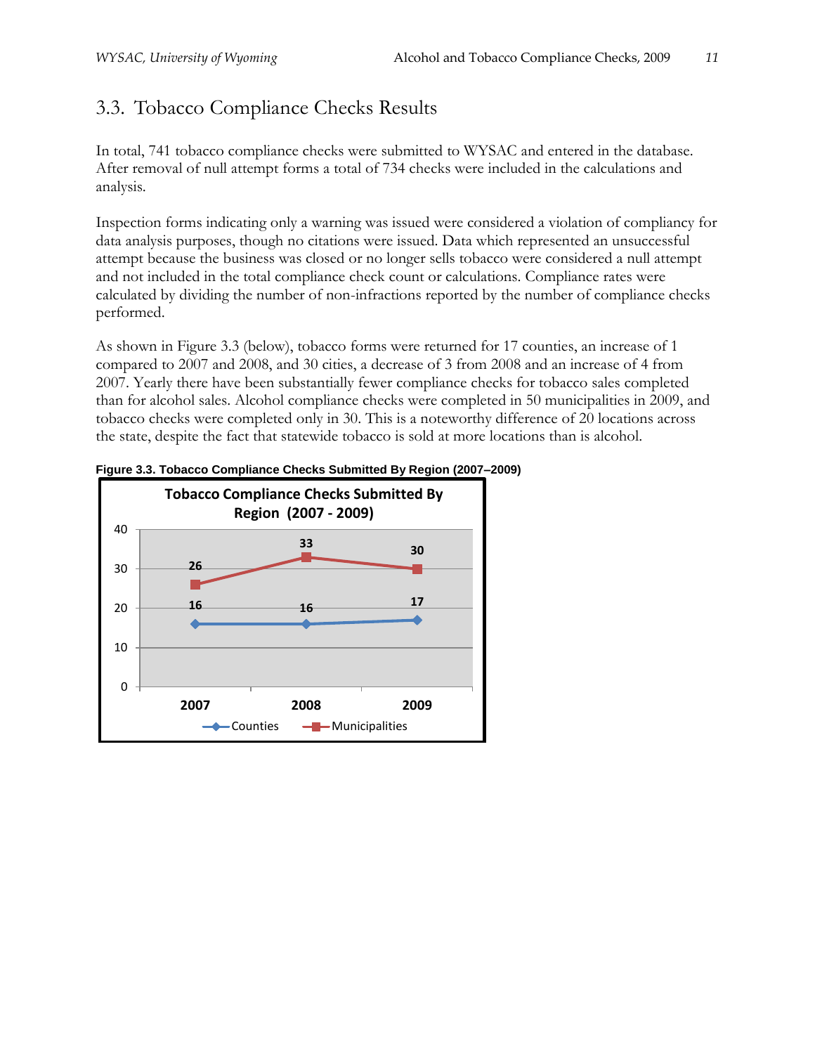## 3.3. Tobacco Compliance Checks Results

In total, 741 tobacco compliance checks were submitted to WYSAC and entered in the database. After removal of null attempt forms a total of 734 checks were included in the calculations and analysis.

Inspection forms indicating only a warning was issued were considered a violation of compliancy for data analysis purposes, though no citations were issued. Data which represented an unsuccessful attempt because the business was closed or no longer sells tobacco were considered a null attempt and not included in the total compliance check count or calculations. Compliance rates were calculated by dividing the number of non-infractions reported by the number of compliance checks performed.

As shown in Figure 3.3 (below), tobacco forms were returned for 17 counties, an increase of 1 compared to 2007 and 2008, and 30 cities, a decrease of 3 from 2008 and an increase of 4 from 2007. Yearly there have been substantially fewer compliance checks for tobacco sales completed than for alcohol sales. Alcohol compliance checks were completed in 50 municipalities in 2009, and tobacco checks were completed only in 30. This is a noteworthy difference of 20 locations across the state, despite the fact that statewide tobacco is sold at more locations than is alcohol.

**Figure 3.3. Tobacco Compliance Checks Submitted By Region (2007–2009)**

| | 2007 | 2008 | 2009 |
|---|---|---|---|
| Counties | 16 | 16 | 17 |
| Municipalities | 26 | 33 | 30 |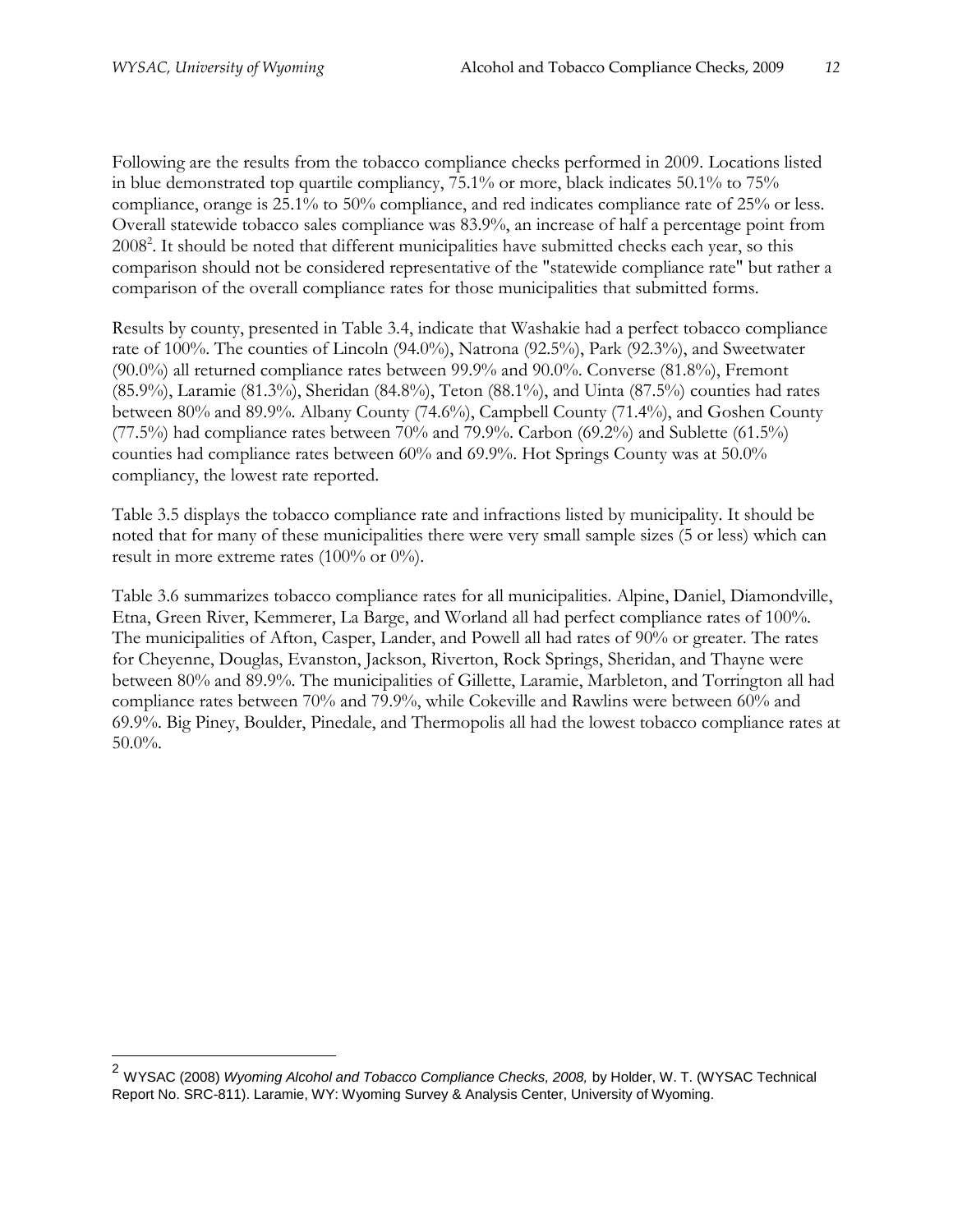Following are the results from the tobacco compliance checks performed in 2009. Locations listed in blue demonstrated top quartile compliancy, 75.1% or more, black indicates 50.1% to 75% compliance, orange is 25.1% to 50% compliance, and red indicates compliance rate of 25% or less. Overall statewide tobacco sales compliance was 83.9%, an increase of half a percentage point from 2008[2]. It should be noted that different municipalities have submitted checks each year, so this comparison should not be considered representative of the "statewide compliance rate" but rather a comparison of the overall compliance rates for those municipalities that submitted forms.

Results by county, presented in Table 3.4, indicate that Washakie had a perfect tobacco compliance rate of 100%. The counties of Lincoln (94.0%), Natrona (92.5%), Park (92.3%), and Sweetwater (90.0%) all returned compliance rates between 99.9% and 90.0%. Converse (81.8%), Fremont (85.9%), Laramie (81.3%), Sheridan (84.8%), Teton (88.1%), and Uinta (87.5%) counties had rates between 80% and 89.9%. Albany County (74.6%), Campbell County (71.4%), and Goshen County (77.5%) had compliance rates between 70% and 79.9%. Carbon (69.2%) and Sublette (61.5%) counties had compliance rates between 60% and 69.9%. Hot Springs County was at 50.0% compliancy, the lowest rate reported.

Table 3.5 displays the tobacco compliance rate and infractions listed by municipality. It should be noted that for many of these municipalities there were very small sample sizes (5 or less) which can result in more extreme rates (100% or 0%).

Table 3.6 summarizes tobacco compliance rates for all municipalities. Alpine, Daniel, Diamondville, Etna, Green River, Kemmerer, La Barge, and Worland all had perfect compliance rates of 100%. The municipalities of Afton, Casper, Lander, and Powell all had rates of 90% or greater. The rates for Cheyenne, Douglas, Evanston, Jackson, Riverton, Rock Springs, Sheridan, and Thayne were between 80% and 89.9%. The municipalities of Gillette, Laramie, Marbleton, and Torrington all had compliance rates between 70% and 79.9%, while Cokeville and Rawlins were between 60% and 69.9%. Big Piney, Boulder, Pinedale, and Thermopolis all had the lowest tobacco compliance rates at 50.0%.

---

[2] WYSAC (2008) *Wyoming Alcohol and Tobacco Compliance Checks, 2008,* by Holder, W. T. (WYSAC Technical Report No. SRC-811). Laramie, WY: Wyoming Survey & Analysis Center, University of Wyoming.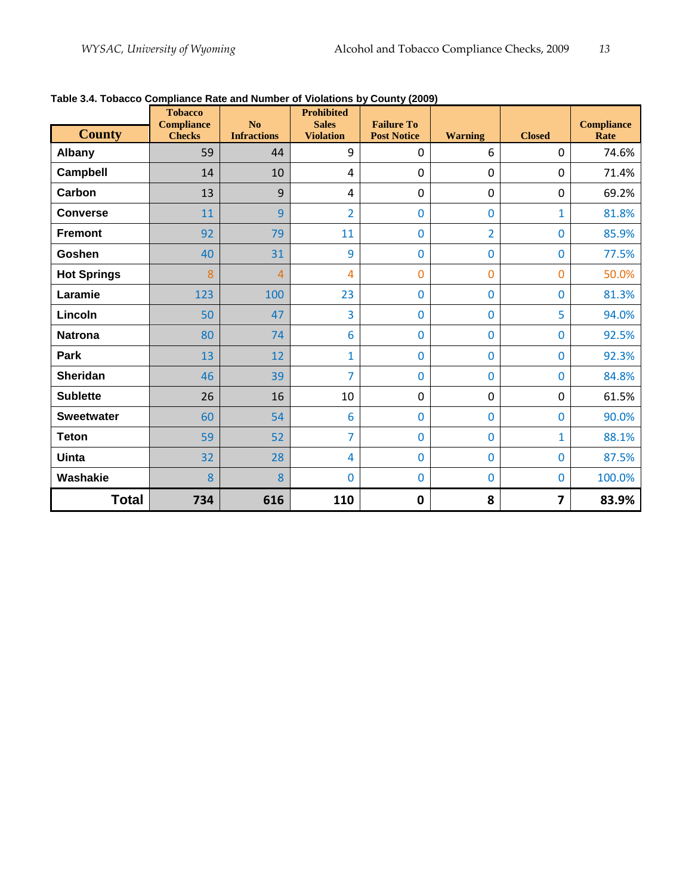**Table 3.4. Tobacco Compliance Rate and Number of Violations by County (2009)**

| County | Tobacco Compliance Checks | No Infractions | Prohibited Sales Violation | Failure To Post Notice | Warning | Closed | Compliance Rate |
|---|---|---|---|---|---|---|---|
| Albany | 59 | 44 | 9 | 0 | 6 | 0 | 74.6% |
| Campbell | 14 | 10 | 4 | 0 | 0 | 0 | 71.4% |
| Carbon | 13 | 9 | 4 | 0 | 0 | 0 | 69.2% |
| Converse | 11 | 9 | 2 | 0 | 0 | 1 | 81.8% |
| Fremont | 92 | 79 | 11 | 0 | 2 | 0 | 85.9% |
| Goshen | 40 | 31 | 9 | 0 | 0 | 0 | 77.5% |
| Hot Springs | 8 | 4 | 4 | 0 | 0 | 0 | 50.0% |
| Laramie | 123 | 100 | 23 | 0 | 0 | 0 | 81.3% |
| Lincoln | 50 | 47 | 3 | 0 | 0 | 5 | 94.0% |
| Natrona | 80 | 74 | 6 | 0 | 0 | 0 | 92.5% |
| Park | 13 | 12 | 1 | 0 | 0 | 0 | 92.3% |
| Sheridan | 46 | 39 | 7 | 0 | 0 | 0 | 84.8% |
| Sublette | 26 | 16 | 10 | 0 | 0 | 0 | 61.5% |
| Sweetwater | 60 | 54 | 6 | 0 | 0 | 0 | 90.0% |
| Teton | 59 | 52 | 7 | 0 | 0 | 1 | 88.1% |
| Uinta | 32 | 28 | 4 | 0 | 0 | 0 | 87.5% |
| Washakie | 8 | 8 | 0 | 0 | 0 | 0 | 100.0% |
| **Total** | **734** | **616** | **110** | **0** | **8** | **7** | **83.9%** |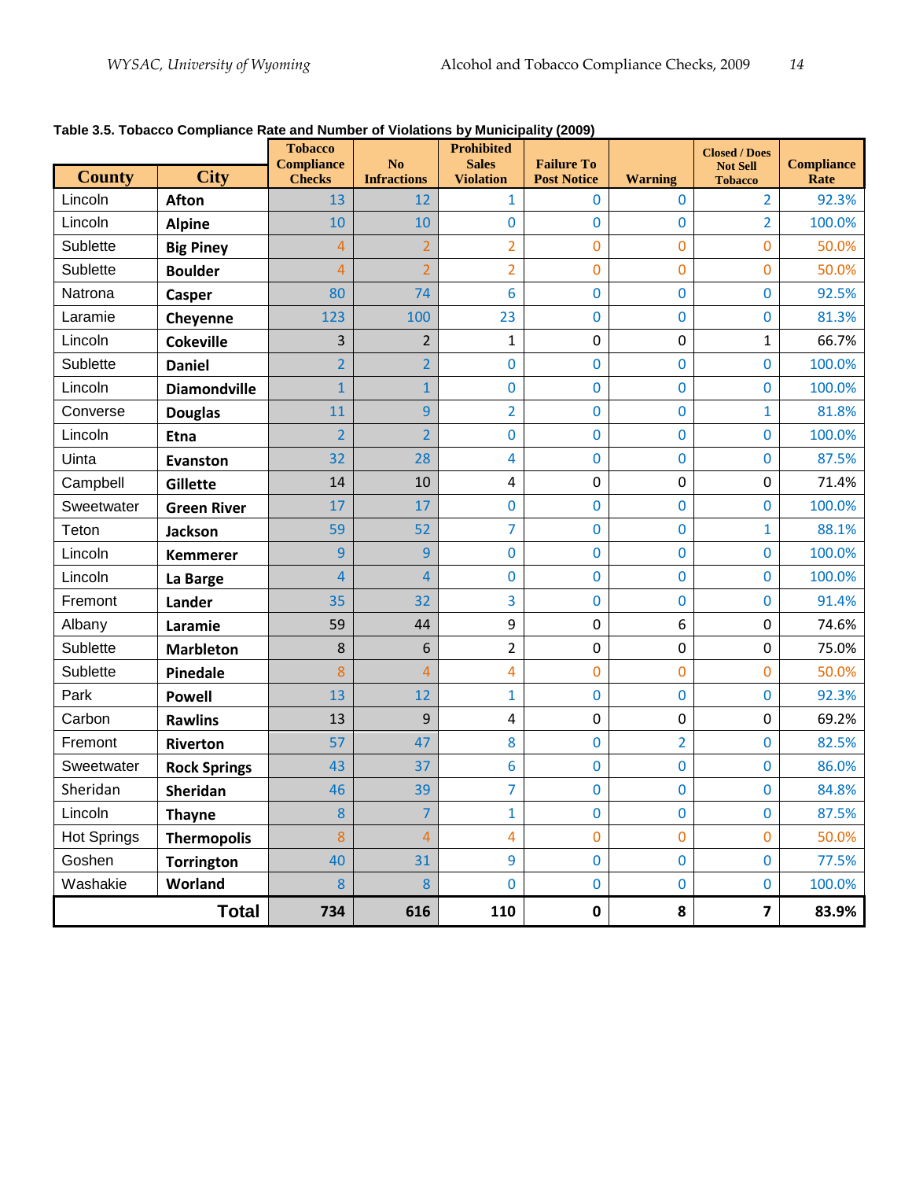**Table 3.5. Tobacco Compliance Rate and Number of Violations by Municipality (2009)**

| County | City | Tobacco Compliance Checks | No Infractions | Prohibited Sales Violation | Failure To Post Notice | Warning | Closed / Does Not Sell Tobacco | Compliance Rate |
|---|---|---|---|---|---|---|---|---|
| Lincoln | **Afton** | 13 | 12 | 1 | 0 | 0 | 2 | 92.3% |
| Lincoln | **Alpine** | 10 | 10 | 0 | 0 | 0 | 2 | 100.0% |
| Sublette | **Big Piney** | 4 | 2 | 2 | 0 | 0 | 0 | 50.0% |
| Sublette | **Boulder** | 4 | 2 | 2 | 0 | 0 | 0 | 50.0% |
| Natrona | **Casper** | 80 | 74 | 6 | 0 | 0 | 0 | 92.5% |
| Laramie | **Cheyenne** | 123 | 100 | 23 | 0 | 0 | 0 | 81.3% |
| Lincoln | **Cokeville** | 3 | 2 | 1 | 0 | 0 | 1 | 66.7% |
| Sublette | **Daniel** | 2 | 2 | 0 | 0 | 0 | 0 | 100.0% |
| Lincoln | **Diamondville** | 1 | 1 | 0 | 0 | 0 | 0 | 100.0% |
| Converse | **Douglas** | 11 | 9 | 2 | 0 | 0 | 1 | 81.8% |
| Lincoln | **Etna** | 2 | 2 | 0 | 0 | 0 | 0 | 100.0% |
| Uinta | **Evanston** | 32 | 28 | 4 | 0 | 0 | 0 | 87.5% |
| Campbell | **Gillette** | 14 | 10 | 4 | 0 | 0 | 0 | 71.4% |
| Sweetwater | **Green River** | 17 | 17 | 0 | 0 | 0 | 0 | 100.0% |
| Teton | **Jackson** | 59 | 52 | 7 | 0 | 0 | 1 | 88.1% |
| Lincoln | **Kemmerer** | 9 | 9 | 0 | 0 | 0 | 0 | 100.0% |
| Lincoln | **La Barge** | 4 | 4 | 0 | 0 | 0 | 0 | 100.0% |
| Fremont | **Lander** | 35 | 32 | 3 | 0 | 0 | 0 | 91.4% |
| Albany | **Laramie** | 59 | 44 | 9 | 0 | 6 | 0 | 74.6% |
| Sublette | **Marbleton** | 8 | 6 | 2 | 0 | 0 | 0 | 75.0% |
| Sublette | **Pinedale** | 8 | 4 | 4 | 0 | 0 | 0 | 50.0% |
| Park | **Powell** | 13 | 12 | 1 | 0 | 0 | 0 | 92.3% |
| Carbon | **Rawlins** | 13 | 9 | 4 | 0 | 0 | 0 | 69.2% |
| Fremont | **Riverton** | 57 | 47 | 8 | 0 | 2 | 0 | 82.5% |
| Sweetwater | **Rock Springs** | 43 | 37 | 6 | 0 | 0 | 0 | 86.0% |
| Sheridan | **Sheridan** | 46 | 39 | 7 | 0 | 0 | 0 | 84.8% |
| Lincoln | **Thayne** | 8 | 7 | 1 | 0 | 0 | 0 | 87.5% |
| Hot Springs | **Thermopolis** | 8 | 4 | 4 | 0 | 0 | 0 | 50.0% |
| Goshen | **Torrington** | 40 | 31 | 9 | 0 | 0 | 0 | 77.5% |
| Washakie | **Worland** | 8 | 8 | 0 | 0 | 0 | 0 | 100.0% |
| | **Total** | **734** | **616** | **110** | **0** | **8** | **7** | **83.9%** |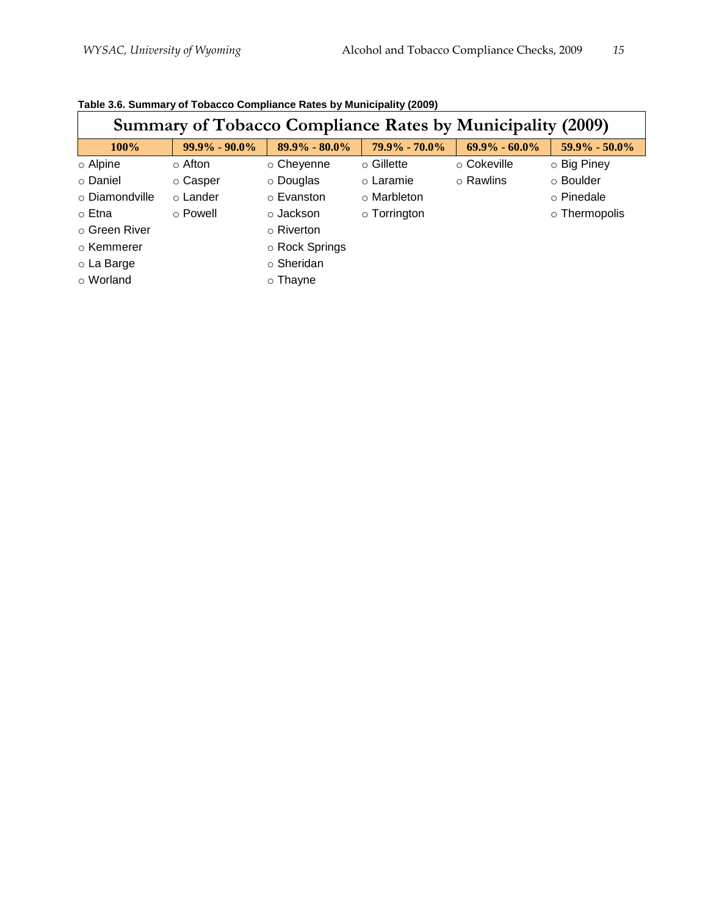**Table 3.6. Summary of Tobacco Compliance Rates by Municipality (2009)**

| Summary of Tobacco Compliance Rates by Municipality (2009) | | | | | |
|---|---|---|---|---|---|
| **100%** | **99.9% - 90.0%** | **89.9% - 80.0%** | **79.9% - 70.0%** | **69.9% - 60.0%** | **59.9% - 50.0%** |
| ○ Alpine | ○ Afton | ○ Cheyenne | ○ Gillette | ○ Cokeville | ○ Big Piney |
| ○ Daniel | ○ Casper | ○ Douglas | ○ Laramie | ○ Rawlins | ○ Boulder |
| ○ Diamondville | ○ Lander | ○ Evanston | ○ Marbleton | | ○ Pinedale |
| ○ Etna | ○ Powell | ○ Jackson | ○ Torrington | | ○ Thermopolis |
| ○ Green River | | ○ Riverton | | | |
| ○ Kemmerer | | ○ Rock Springs | | | |
| ○ La Barge | | ○ Sheridan | | | |
| ○ Worland | | ○ Thayne | | | |